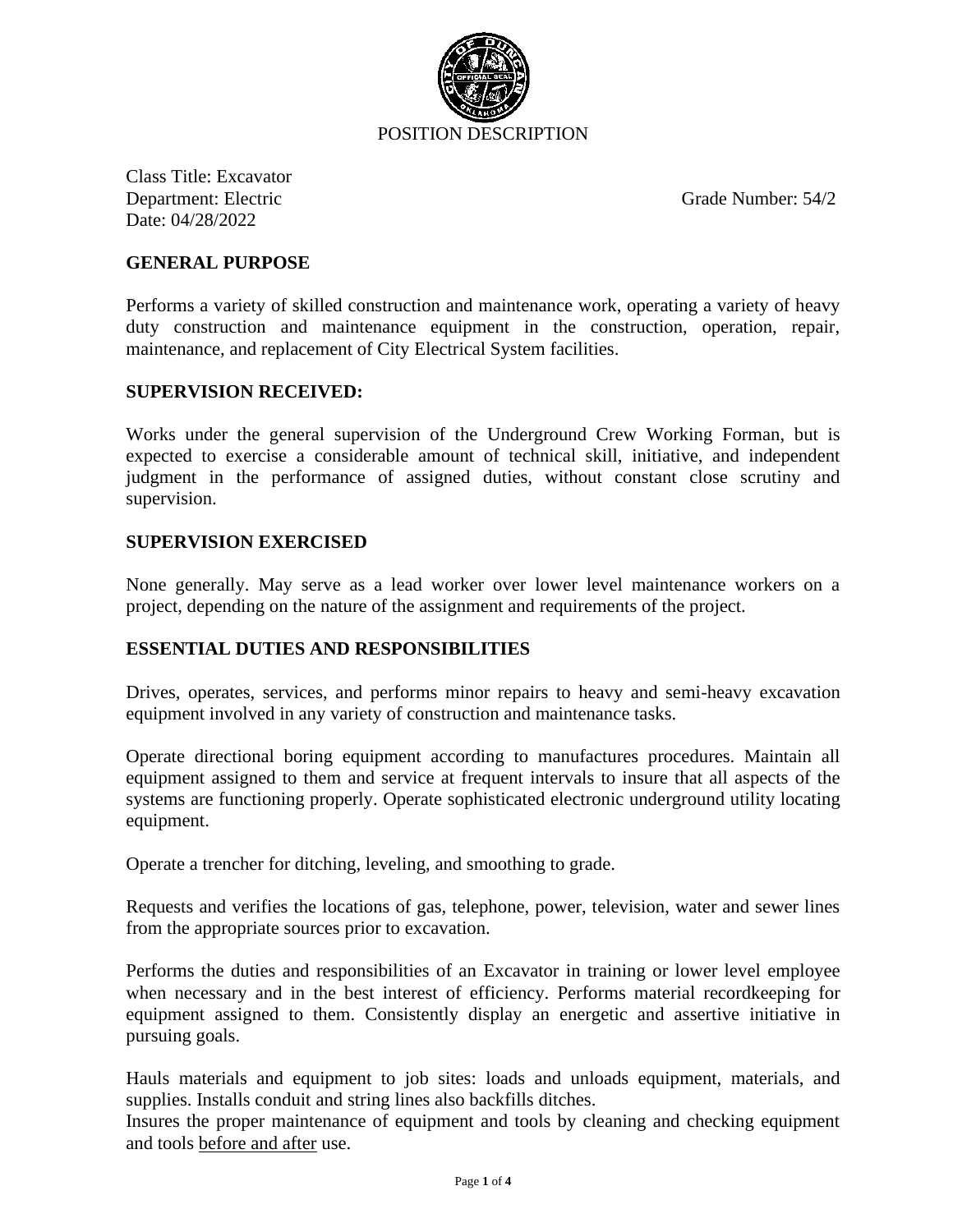POSITION DESCRIPTION

Class Title: Excavator
Department: Electric Grade Number: 54/2
Date: 04/28/2022

## GENERAL PURPOSE

Performs a variety of skilled construction and maintenance work, operating a variety of heavy duty construction and maintenance equipment in the construction, operation, repair, maintenance, and replacement of City Electrical System facilities.

## SUPERVISION RECEIVED:

Works under the general supervision of the Underground Crew Working Forman, but is expected to exercise a considerable amount of technical skill, initiative, and independent judgment in the performance of assigned duties, without constant close scrutiny and supervision.

## SUPERVISION EXERCISED

None generally. May serve as a lead worker over lower level maintenance workers on a project, depending on the nature of the assignment and requirements of the project.

## ESSENTIAL DUTIES AND RESPONSIBILITIES

Drives, operates, services, and performs minor repairs to heavy and semi-heavy excavation equipment involved in any variety of construction and maintenance tasks.

Operate directional boring equipment according to manufactures procedures. Maintain all equipment assigned to them and service at frequent intervals to insure that all aspects of the systems are functioning properly. Operate sophisticated electronic underground utility locating equipment.

Operate a trencher for ditching, leveling, and smoothing to grade.

Requests and verifies the locations of gas, telephone, power, television, water and sewer lines from the appropriate sources prior to excavation.

Performs the duties and responsibilities of an Excavator in training or lower level employee when necessary and in the best interest of efficiency. Performs material recordkeeping for equipment assigned to them. Consistently display an energetic and assertive initiative in pursuing goals.

Hauls materials and equipment to job sites: loads and unloads equipment, materials, and supplies. Installs conduit and string lines also backfills ditches.
Insures the proper maintenance of equipment and tools by cleaning and checking equipment and tools before and after use.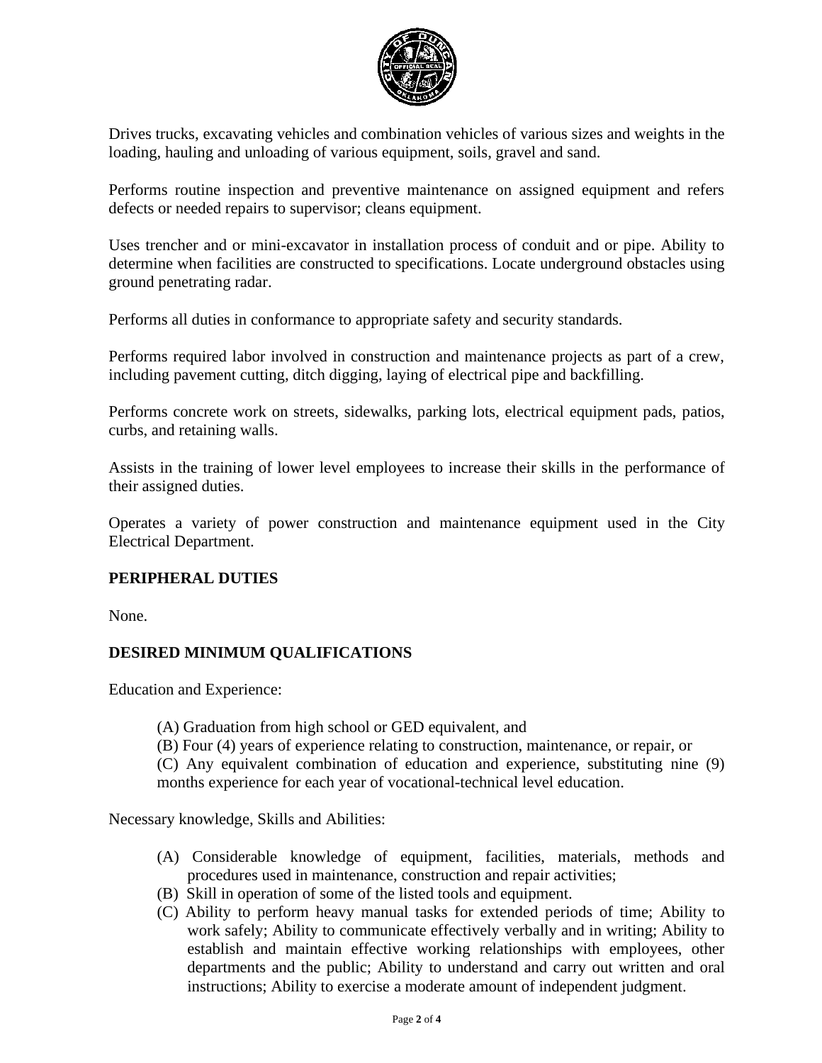Drives trucks, excavating vehicles and combination vehicles of various sizes and weights in the loading, hauling and unloading of various equipment, soils, gravel and sand.

Performs routine inspection and preventive maintenance on assigned equipment and refers defects or needed repairs to supervisor; cleans equipment.

Uses trencher and or mini-excavator in installation process of conduit and or pipe. Ability to determine when facilities are constructed to specifications. Locate underground obstacles using ground penetrating radar.

Performs all duties in conformance to appropriate safety and security standards.

Performs required labor involved in construction and maintenance projects as part of a crew, including pavement cutting, ditch digging, laying of electrical pipe and backfilling.

Performs concrete work on streets, sidewalks, parking lots, electrical equipment pads, patios, curbs, and retaining walls.

Assists in the training of lower level employees to increase their skills in the performance of their assigned duties.

Operates a variety of power construction and maintenance equipment used in the City Electrical Department.

**PERIPHERAL DUTIES**

None.

**DESIRED MINIMUM QUALIFICATIONS**

Education and Experience:

(A) Graduation from high school or GED equivalent, and
(B) Four (4) years of experience relating to construction, maintenance, or repair, or
(C) Any equivalent combination of education and experience, substituting nine (9) months experience for each year of vocational-technical level education.

Necessary knowledge, Skills and Abilities:

(A) Considerable knowledge of equipment, facilities, materials, methods and procedures used in maintenance, construction and repair activities;
(B) Skill in operation of some of the listed tools and equipment.
(C) Ability to perform heavy manual tasks for extended periods of time; Ability to work safely; Ability to communicate effectively verbally and in writing; Ability to establish and maintain effective working relationships with employees, other departments and the public; Ability to understand and carry out written and oral instructions; Ability to exercise a moderate amount of independent judgment.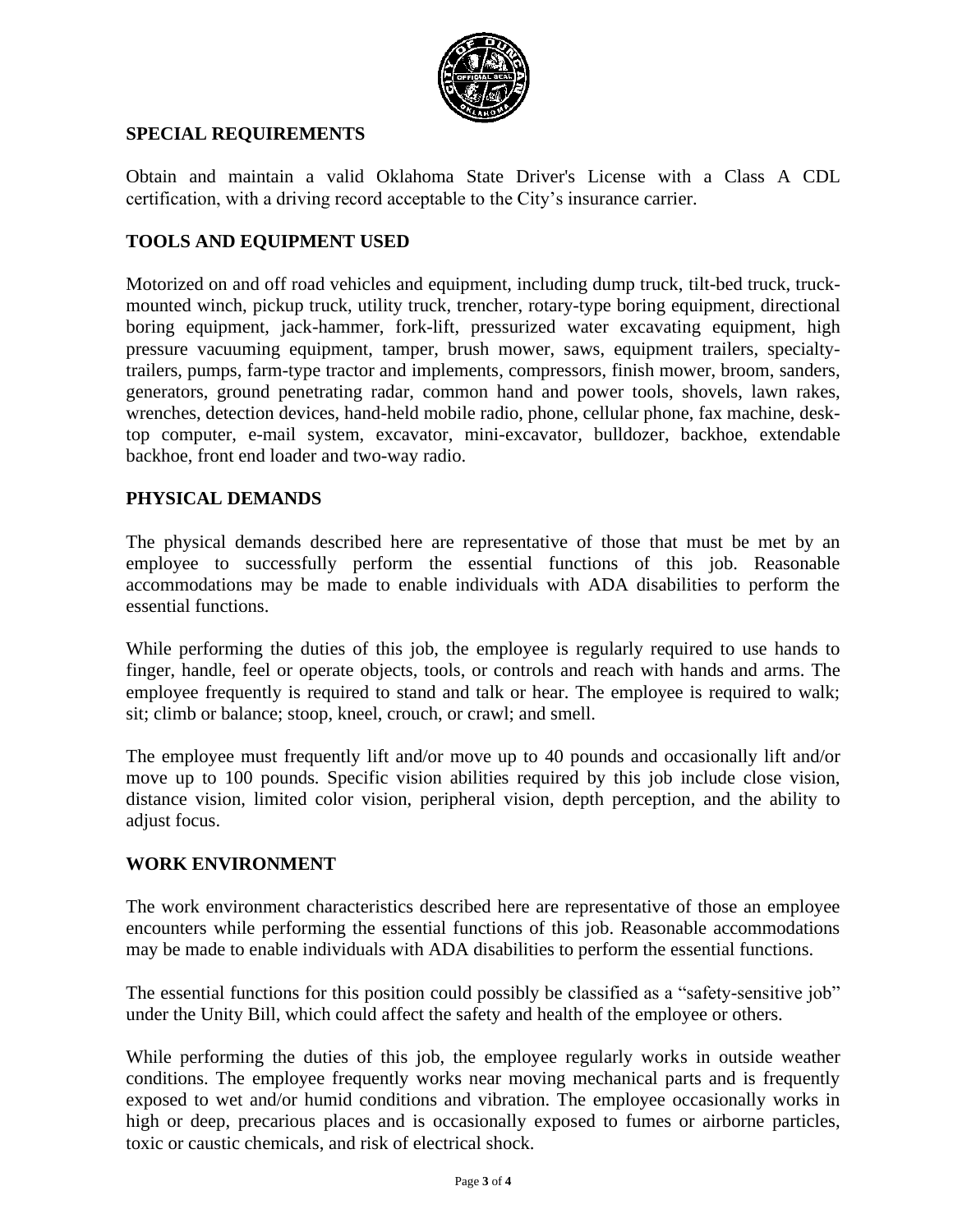## SPECIAL REQUIREMENTS

Obtain and maintain a valid Oklahoma State Driver's License with a Class A CDL certification, with a driving record acceptable to the City's insurance carrier.

## TOOLS AND EQUIPMENT USED

Motorized on and off road vehicles and equipment, including dump truck, tilt-bed truck, truck-mounted winch, pickup truck, utility truck, trencher, rotary-type boring equipment, directional boring equipment, jack-hammer, fork-lift, pressurized water excavating equipment, high pressure vacuuming equipment, tamper, brush mower, saws, equipment trailers, specialty-trailers, pumps, farm-type tractor and implements, compressors, finish mower, broom, sanders, generators, ground penetrating radar, common hand and power tools, shovels, lawn rakes, wrenches, detection devices, hand-held mobile radio, phone, cellular phone, fax machine, desk-top computer, e-mail system, excavator, mini-excavator, bulldozer, backhoe, extendable backhoe, front end loader and two-way radio.

## PHYSICAL DEMANDS

The physical demands described here are representative of those that must be met by an employee to successfully perform the essential functions of this job. Reasonable accommodations may be made to enable individuals with ADA disabilities to perform the essential functions.

While performing the duties of this job, the employee is regularly required to use hands to finger, handle, feel or operate objects, tools, or controls and reach with hands and arms. The employee frequently is required to stand and talk or hear. The employee is required to walk; sit; climb or balance; stoop, kneel, crouch, or crawl; and smell.

The employee must frequently lift and/or move up to 40 pounds and occasionally lift and/or move up to 100 pounds. Specific vision abilities required by this job include close vision, distance vision, limited color vision, peripheral vision, depth perception, and the ability to adjust focus.

## WORK ENVIRONMENT

The work environment characteristics described here are representative of those an employee encounters while performing the essential functions of this job. Reasonable accommodations may be made to enable individuals with ADA disabilities to perform the essential functions.

The essential functions for this position could possibly be classified as a "safety-sensitive job" under the Unity Bill, which could affect the safety and health of the employee or others.

While performing the duties of this job, the employee regularly works in outside weather conditions. The employee frequently works near moving mechanical parts and is frequently exposed to wet and/or humid conditions and vibration. The employee occasionally works in high or deep, precarious places and is occasionally exposed to fumes or airborne particles, toxic or caustic chemicals, and risk of electrical shock.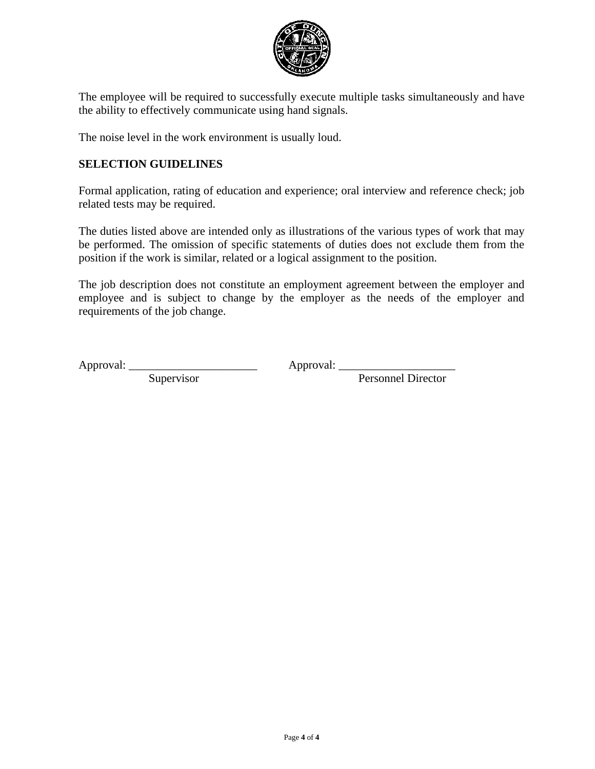The employee will be required to successfully execute multiple tasks simultaneously and have the ability to effectively communicate using hand signals.

The noise level in the work environment is usually loud.

**SELECTION GUIDELINES**

Formal application, rating of education and experience; oral interview and reference check; job related tests may be required.

The duties listed above are intended only as illustrations of the various types of work that may be performed. The omission of specific statements of duties does not exclude them from the position if the work is similar, related or a logical assignment to the position.

The job description does not constitute an employment agreement between the employer and employee and is subject to change by the employer as the needs of the employer and requirements of the job change.

Approval: ______________________ Approval: ____________________

Supervisor Personnel Director